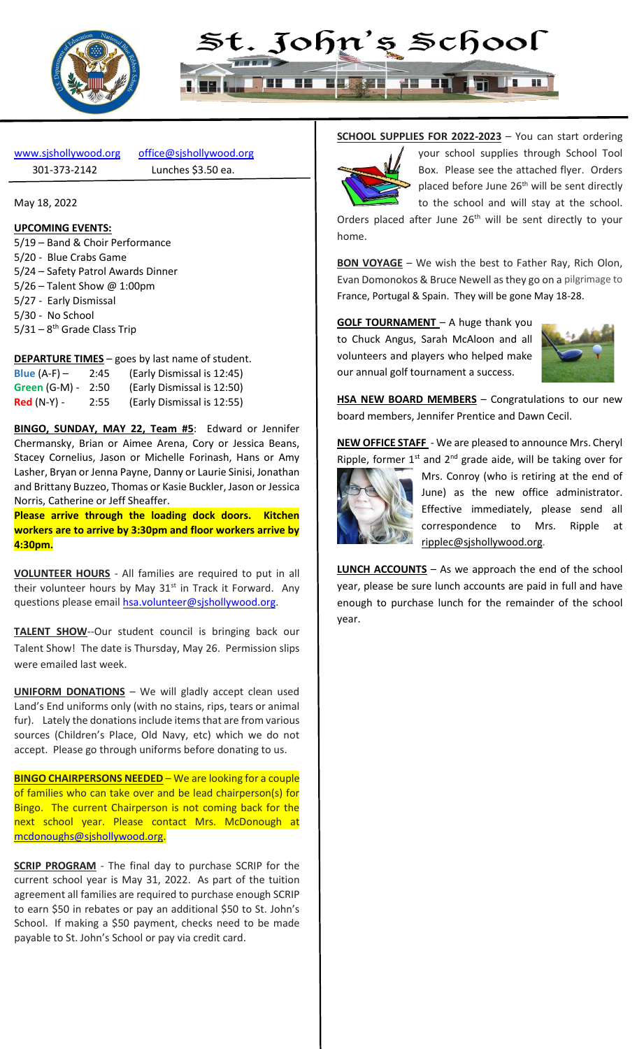# St. John's School

www.sjshollywood.org office@sjshollywood.org

301-373-2142 Lunches $3.50 ea.

May 18, 2022

**UPCOMING EVENTS:**

5/19 – Band & Choir Performance
5/20 - Blue Crabs Game
5/24 – Safety Patrol Awards Dinner
5/26 – Talent Show @ 1:00pm
5/27 - Early Dismissal
5/30 - No School
5/31 – 8th Grade Class Trip

**DEPARTURE TIMES** – goes by last name of student.

| | | |
|---|---|---|
| Blue (A-F) – | 2:45 | (Early Dismissal is 12:45) |
| Green (G-M) - | 2:50 | (Early Dismissal is 12:50) |
| Red (N-Y) - | 2:55 | (Early Dismissal is 12:55) |

**BINGO, SUNDAY, MAY 22, Team #5**: Edward or Jennifer Chermansky, Brian or Aimee Arena, Cory or Jessica Beans, Stacey Cornelius, Jason or Michelle Forinash, Hans or Amy Lasher, Bryan or Jenna Payne, Danny or Laurie Sinisi, Jonathan and Brittany Buzzeo, Thomas or Kasie Buckler, Jason or Jessica Norris, Catherine or Jeff Sheaffer.

**Please arrive through the loading dock doors. Kitchen workers are to arrive by 3:30pm and floor workers arrive by 4:30pm.**

**VOLUNTEER HOURS** - All families are required to put in all their volunteer hours by May 31st in Track it Forward. Any questions please email hsa.volunteer@sjshollywood.org.

**TALENT SHOW**--Our student council is bringing back our Talent Show! The date is Thursday, May 26. Permission slips were emailed last week.

**UNIFORM DONATIONS** – We will gladly accept clean used Land's End uniforms only (with no stains, rips, tears or animal fur). Lately the donations include items that are from various sources (Children's Place, Old Navy, etc) which we do not accept. Please go through uniforms before donating to us.

**BINGO CHAIRPERSONS NEEDED** – We are looking for a couple of families who can take over and be lead chairperson(s) for Bingo. The current Chairperson is not coming back for the next school year. Please contact Mrs. McDonough at mcdonoughs@sjshollywood.org.

**SCRIP PROGRAM** - The final day to purchase SCRIP for the current school year is May 31, 2022. As part of the tuition agreement all families are required to purchase enough SCRIP to earn $50 in rebates or pay an additional $50 to St. John's School. If making a $50 payment, checks need to be made payable to St. John's School or pay via credit card.

**SCHOOL SUPPLIES FOR 2022-2023** – You can start ordering your school supplies through School Tool Box. Please see the attached flyer. Orders placed before June 26th will be sent directly to the school and will stay at the school. Orders placed after June 26th will be sent directly to your home.

**BON VOYAGE** – We wish the best to Father Ray, Rich Olon, Evan Domonokos & Bruce Newell as they go on a pilgrimage to France, Portugal & Spain. They will be gone May 18-28.

**GOLF TOURNAMENT** – A huge thank you to Chuck Angus, Sarah McAloon and all volunteers and players who helped make our annual golf tournament a success.

**HSA NEW BOARD MEMBERS** – Congratulations to our new board members, Jennifer Prentice and Dawn Cecil.

**NEW OFFICE STAFF** - We are pleased to announce Mrs. Cheryl Ripple, former 1st and 2nd grade aide, will be taking over for Mrs. Conroy (who is retiring at the end of June) as the new office administrator. Effective immediately, please send all correspondence to Mrs. Ripple at ripplec@sjshollywood.org.

**LUNCH ACCOUNTS** – As we approach the end of the school year, please be sure lunch accounts are paid in full and have enough to purchase lunch for the remainder of the school year.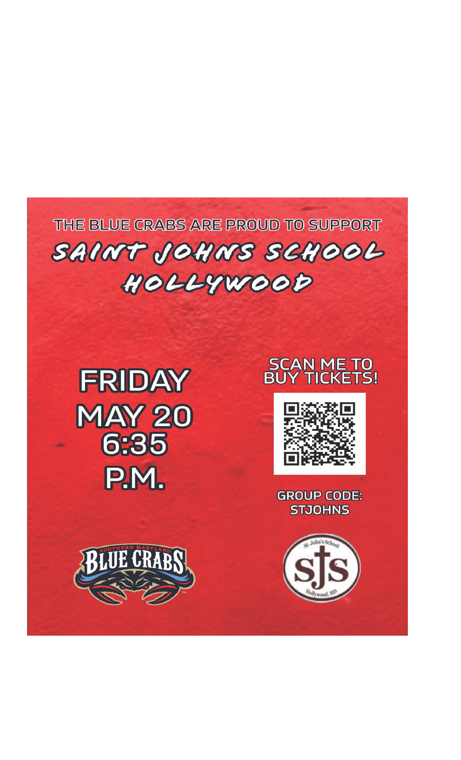THE BLUE CRABS ARE PROUD TO SUPPORT

# SAINT JOHNS SCHOOL HOLLYWOOD

**FRIDAY**
**MAY 20**
**6:35 P.M.**

SCAN ME TO BUY TICKETS!

GROUP CODE: STJOHNS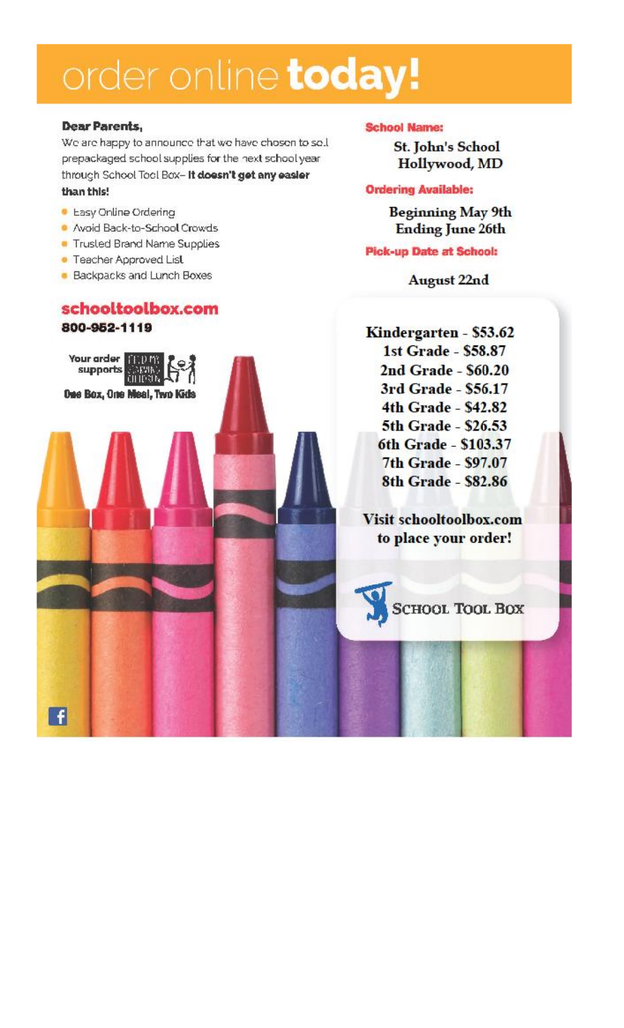# order online **today!**

**Dear Parents,**

We are happy to announce that we have chosen to sell prepackaged school supplies for the next school year through School Tool Box– **It doesn't get any easier than this!**

- Easy Online Ordering
- Avoid Back-to-School Crowds
- Trusted Brand Name Supplies
- Teacher Approved List
- Backpacks and Lunch Boxes

**schooltoolbox.com**

**800-952-1119**

Your order supports FEED MY STARVING CHILDREN

**One Box, One Meal, Two Kids**

**School Name:**

St. John's School
Hollywood, MD

**Ordering Available:**

Beginning May 9th
Ending June 26th

**Pick-up Date at School:**

August 22nd

**Kindergarten - $53.62**
**1st Grade - $58.87**
**2nd Grade - $60.20**
**3rd Grade - $56.17**
**4th Grade - $42.82**
**5th Grade - $26.53**
**6th Grade - $103.37**
**7th Grade - $97.07**
**8th Grade - $82.86**

**Visit schooltoolbox.com to place your order!**

SCHOOL TOOL BOX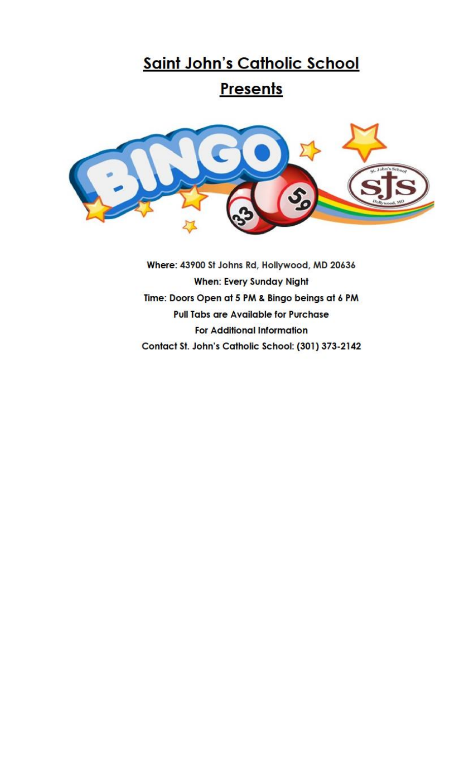# Saint John's Catholic School

## Presents

**Where:** 43900 St Johns Rd, Hollywood, MD 20636

**When:** Every Sunday Night

**Time:** Doors Open at 5 PM & Bingo beings at 6 PM

**Pull Tabs are Available for Purchase**

**For Additional Information**

**Contact St. John's Catholic School: (301) 373-2142**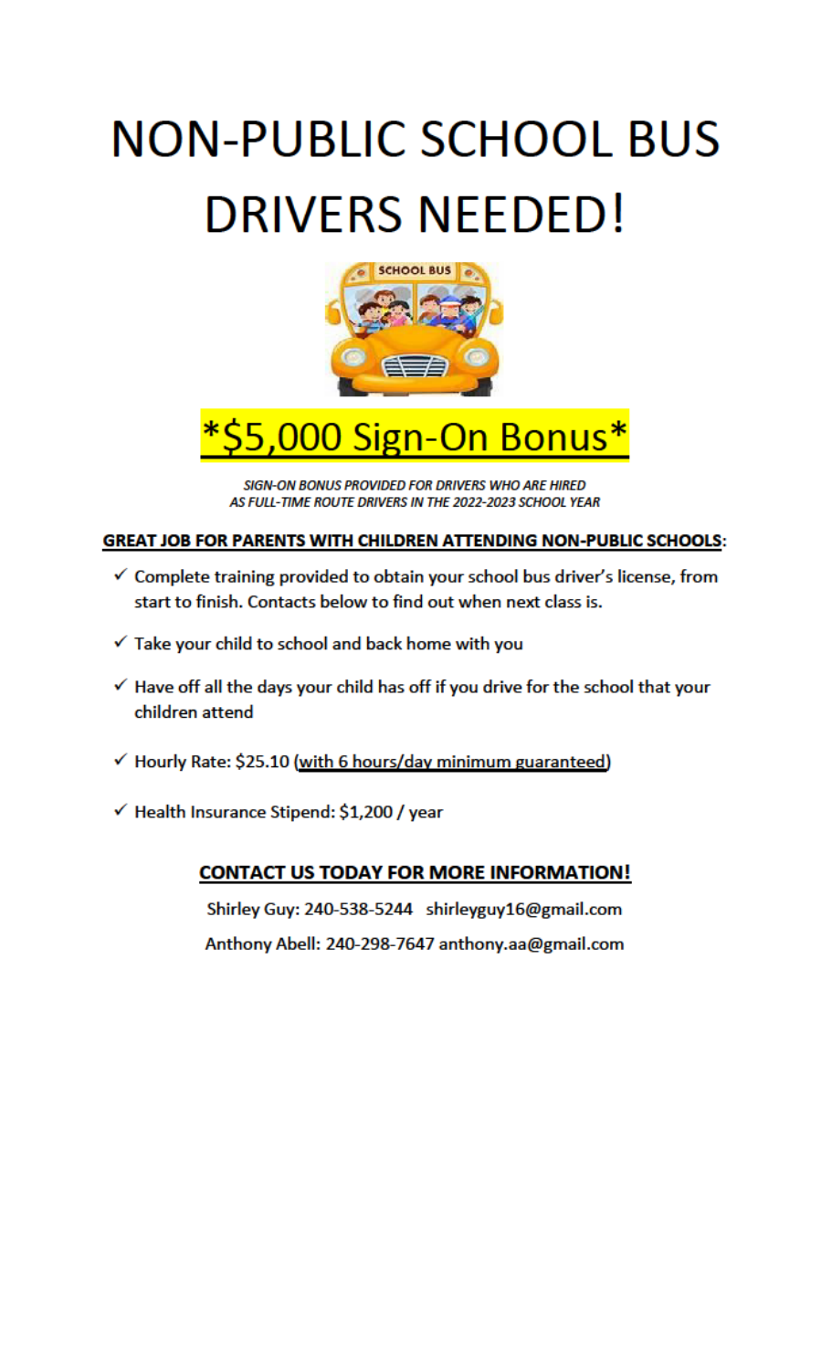# NON-PUBLIC SCHOOL BUS DRIVERS NEEDED!

## *$5,000 Sign-On Bonus*

***SIGN-ON BONUS PROVIDED FOR DRIVERS WHO ARE HIRED AS FULL-TIME ROUTE DRIVERS IN THE 2022-2023 SCHOOL YEAR***

**GREAT JOB FOR PARENTS WITH CHILDREN ATTENDING NON-PUBLIC SCHOOLS:**

- ✓ Complete training provided to obtain your school bus driver's license, from start to finish. Contacts below to find out when next class is.
- ✓ Take your child to school and back home with you
- ✓ Have off all the days your child has off if you drive for the school that your children attend
- ✓ Hourly Rate: $25.10 (with 6 hours/day minimum guaranteed)
- ✓ Health Insurance Stipend: $1,200 / year

**CONTACT US TODAY FOR MORE INFORMATION!**

Shirley Guy: 240-538-5244 shirleyguy16@gmail.com

Anthony Abell: 240-298-7647 anthony.aa@gmail.com